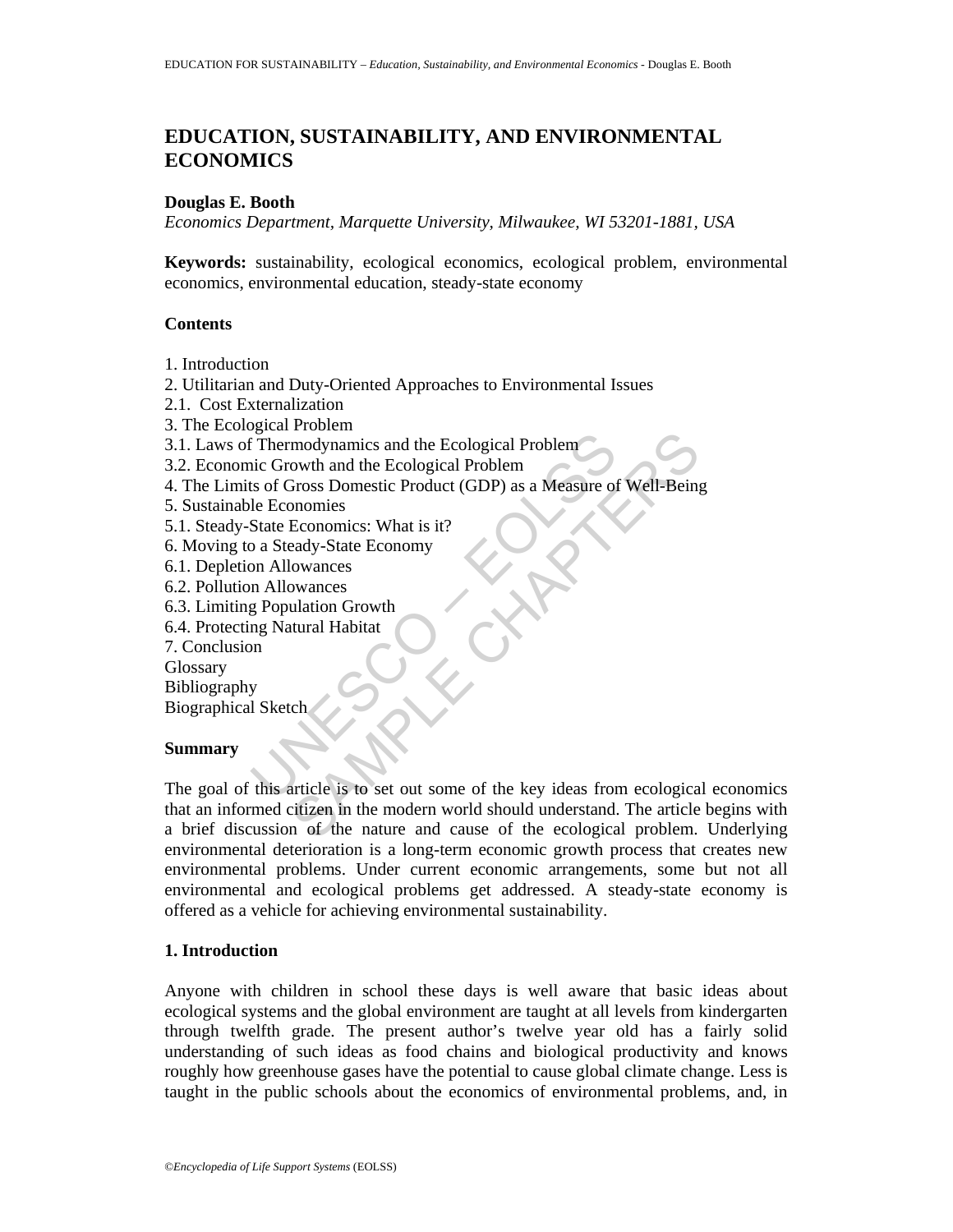# EDUCATION, SUSTAINABILITY, AND ENVIRONMENTAL ECONOMICS

**Douglas E. Booth**

*Economics Department, Marquette University, Milwaukee, WI 53201-1881, USA*

**Keywords:** sustainability, ecological economics, ecological problem, environmental economics, environmental education, steady-state economy

## Contents

1. Introduction
2. Utilitarian and Duty-Oriented Approaches to Environmental Issues
2.1. Cost Externalization
3. The Ecological Problem
3.1. Laws of Thermodynamics and the Ecological Problem
3.2. Economic Growth and the Ecological Problem
4. The Limits of Gross Domestic Product (GDP) as a Measure of Well-Being
5. Sustainable Economies
5.1. Steady-State Economics: What is it?
6. Moving to a Steady-State Economy
6.1. Depletion Allowances
6.2. Pollution Allowances
6.3. Limiting Population Growth
6.4. Protecting Natural Habitat
7. Conclusion

Glossary
Bibliography
Biographical Sketch

## Summary

The goal of this article is to set out some of the key ideas from ecological economics that an informed citizen in the modern world should understand. The article begins with a brief discussion of the nature and cause of the ecological problem. Underlying environmental deterioration is a long-term economic growth process that creates new environmental problems. Under current economic arrangements, some but not all environmental and ecological problems get addressed. A steady-state economy is offered as a vehicle for achieving environmental sustainability.

## 1. Introduction

Anyone with children in school these days is well aware that basic ideas about ecological systems and the global environment are taught at all levels from kindergarten through twelfth grade. The present author's twelve year old has a fairly solid understanding of such ideas as food chains and biological productivity and knows roughly how greenhouse gases have the potential to cause global climate change. Less is taught in the public schools about the economics of environmental problems, and, in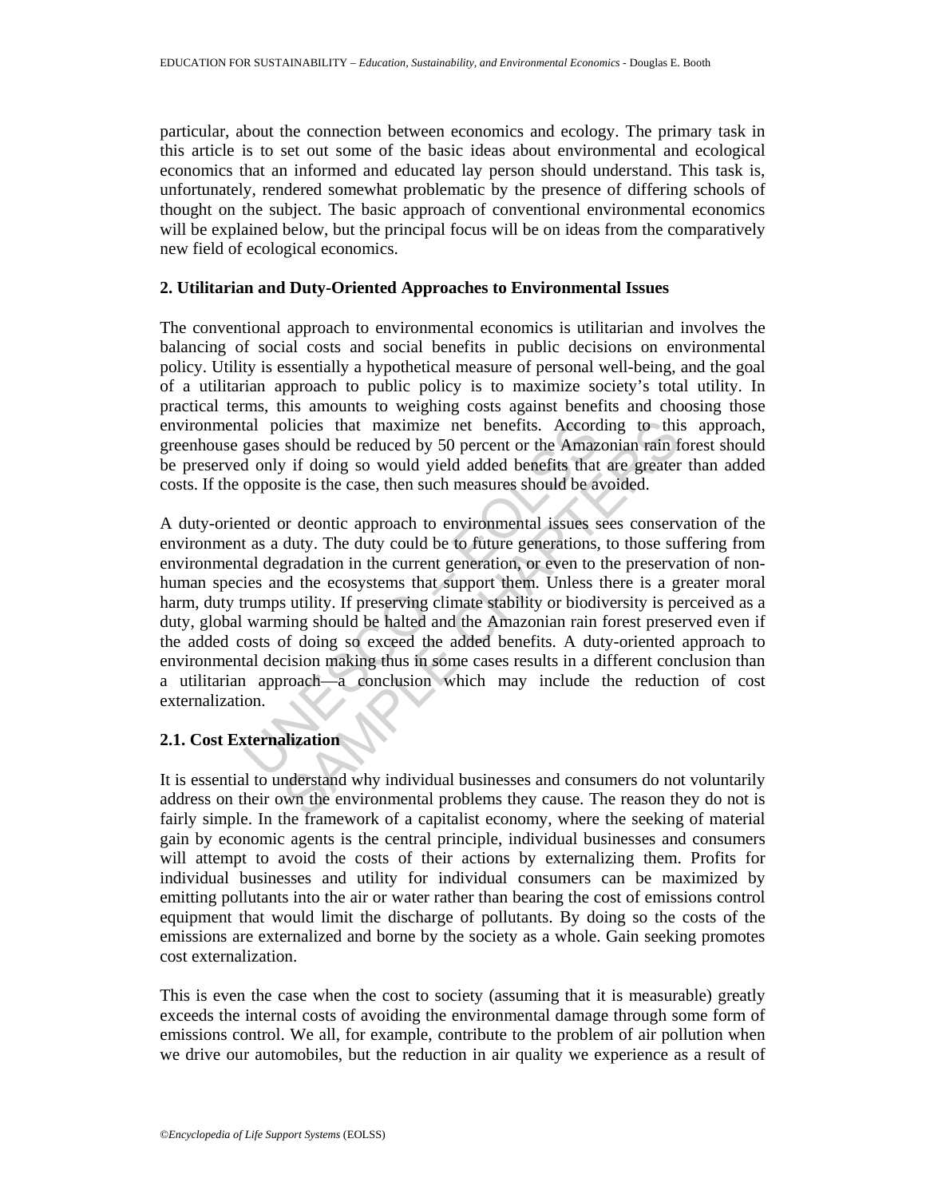particular, about the connection between economics and ecology. The primary task in this article is to set out some of the basic ideas about environmental and ecological economics that an informed and educated lay person should understand. This task is, unfortunately, rendered somewhat problematic by the presence of differing schools of thought on the subject. The basic approach of conventional environmental economics will be explained below, but the principal focus will be on ideas from the comparatively new field of ecological economics.

## 2. Utilitarian and Duty-Oriented Approaches to Environmental Issues

The conventional approach to environmental economics is utilitarian and involves the balancing of social costs and social benefits in public decisions on environmental policy. Utility is essentially a hypothetical measure of personal well-being, and the goal of a utilitarian approach to public policy is to maximize society's total utility. In practical terms, this amounts to weighing costs against benefits and choosing those environmental policies that maximize net benefits. According to this approach, greenhouse gases should be reduced by 50 percent or the Amazonian rain forest should be preserved only if doing so would yield added benefits that are greater than added costs. If the opposite is the case, then such measures should be avoided.

A duty-oriented or deontic approach to environmental issues sees conservation of the environment as a duty. The duty could be to future generations, to those suffering from environmental degradation in the current generation, or even to the preservation of non-human species and the ecosystems that support them. Unless there is a greater moral harm, duty trumps utility. If preserving climate stability or biodiversity is perceived as a duty, global warming should be halted and the Amazonian rain forest preserved even if the added costs of doing so exceed the added benefits. A duty-oriented approach to environmental decision making thus in some cases results in a different conclusion than a utilitarian approach—a conclusion which may include the reduction of cost externalization.

### 2.1. Cost Externalization

It is essential to understand why individual businesses and consumers do not voluntarily address on their own the environmental problems they cause. The reason they do not is fairly simple. In the framework of a capitalist economy, where the seeking of material gain by economic agents is the central principle, individual businesses and consumers will attempt to avoid the costs of their actions by externalizing them. Profits for individual businesses and utility for individual consumers can be maximized by emitting pollutants into the air or water rather than bearing the cost of emissions control equipment that would limit the discharge of pollutants. By doing so the costs of the emissions are externalized and borne by the society as a whole. Gain seeking promotes cost externalization.

This is even the case when the cost to society (assuming that it is measurable) greatly exceeds the internal costs of avoiding the environmental damage through some form of emissions control. We all, for example, contribute to the problem of air pollution when we drive our automobiles, but the reduction in air quality we experience as a result of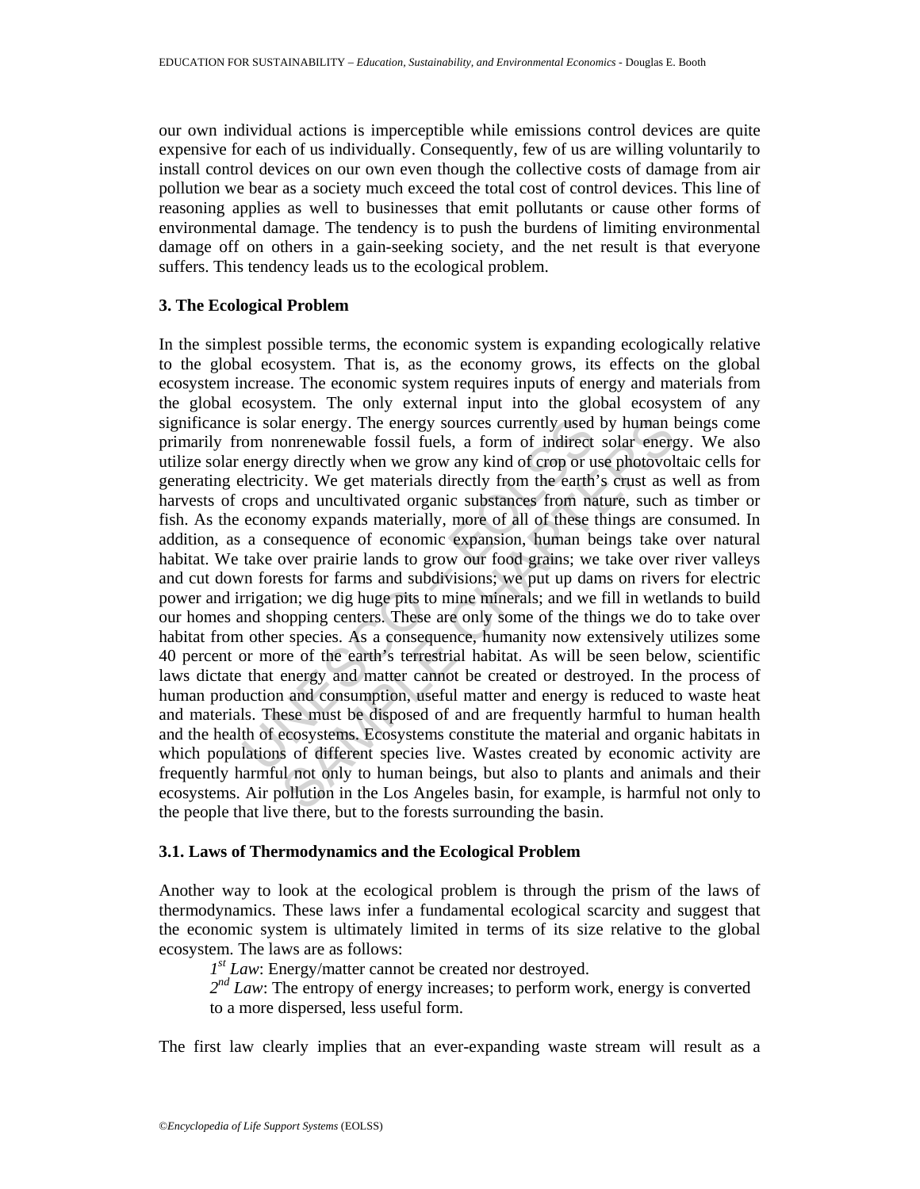our own individual actions is imperceptible while emissions control devices are quite expensive for each of us individually. Consequently, few of us are willing voluntarily to install control devices on our own even though the collective costs of damage from air pollution we bear as a society much exceed the total cost of control devices. This line of reasoning applies as well to businesses that emit pollutants or cause other forms of environmental damage. The tendency is to push the burdens of limiting environmental damage off on others in a gain-seeking society, and the net result is that everyone suffers. This tendency leads us to the ecological problem.

## 3. The Ecological Problem

In the simplest possible terms, the economic system is expanding ecologically relative to the global ecosystem. That is, as the economy grows, its effects on the global ecosystem increase. The economic system requires inputs of energy and materials from the global ecosystem. The only external input into the global ecosystem of any significance is solar energy. The energy sources currently used by human beings come primarily from nonrenewable fossil fuels, a form of indirect solar energy. We also utilize solar energy directly when we grow any kind of crop or use photovoltaic cells for generating electricity. We get materials directly from the earth's crust as well as from harvests of crops and uncultivated organic substances from nature, such as timber or fish. As the economy expands materially, more of all of these things are consumed. In addition, as a consequence of economic expansion, human beings take over natural habitat. We take over prairie lands to grow our food grains; we take over river valleys and cut down forests for farms and subdivisions; we put up dams on rivers for electric power and irrigation; we dig huge pits to mine minerals; and we fill in wetlands to build our homes and shopping centers. These are only some of the things we do to take over habitat from other species. As a consequence, humanity now extensively utilizes some 40 percent or more of the earth's terrestrial habitat. As will be seen below, scientific laws dictate that energy and matter cannot be created or destroyed. In the process of human production and consumption, useful matter and energy is reduced to waste heat and materials. These must be disposed of and are frequently harmful to human health and the health of ecosystems. Ecosystems constitute the material and organic habitats in which populations of different species live. Wastes created by economic activity are frequently harmful not only to human beings, but also to plants and animals and their ecosystems. Air pollution in the Los Angeles basin, for example, is harmful not only to the people that live there, but to the forests surrounding the basin.

### 3.1. Laws of Thermodynamics and the Ecological Problem

Another way to look at the ecological problem is through the prism of the laws of thermodynamics. These laws infer a fundamental ecological scarcity and suggest that the economic system is ultimately limited in terms of its size relative to the global ecosystem. The laws are as follows:

> *1st Law*: Energy/matter cannot be created nor destroyed.
>
> *2nd Law*: The entropy of energy increases; to perform work, energy is converted to a more dispersed, less useful form.

The first law clearly implies that an ever-expanding waste stream will result as a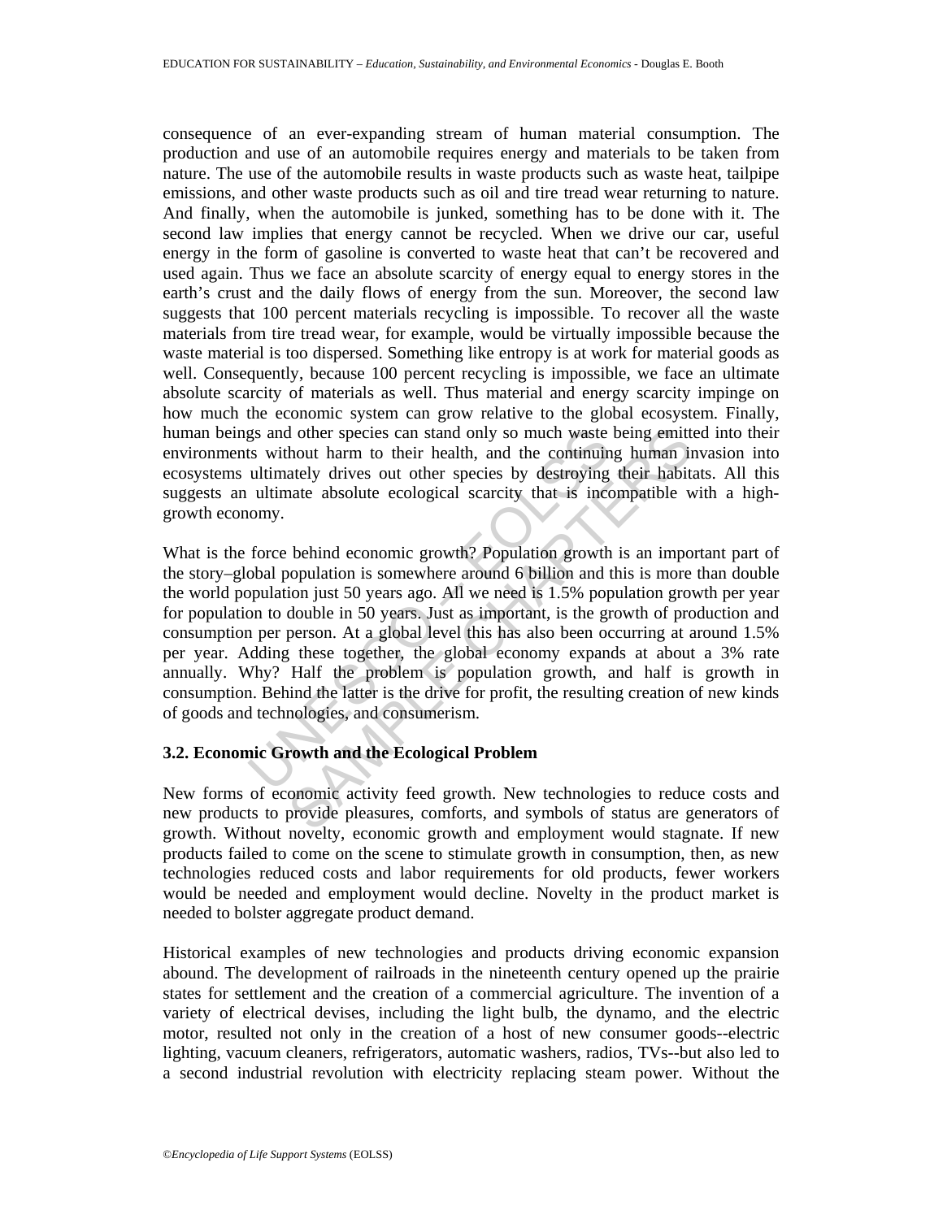consequence of an ever-expanding stream of human material consumption. The production and use of an automobile requires energy and materials to be taken from nature. The use of the automobile results in waste products such as waste heat, tailpipe emissions, and other waste products such as oil and tire tread wear returning to nature. And finally, when the automobile is junked, something has to be done with it. The second law implies that energy cannot be recycled. When we drive our car, useful energy in the form of gasoline is converted to waste heat that can't be recovered and used again. Thus we face an absolute scarcity of energy equal to energy stores in the earth's crust and the daily flows of energy from the sun. Moreover, the second law suggests that 100 percent materials recycling is impossible. To recover all the waste materials from tire tread wear, for example, would be virtually impossible because the waste material is too dispersed. Something like entropy is at work for material goods as well. Consequently, because 100 percent recycling is impossible, we face an ultimate absolute scarcity of materials as well. Thus material and energy scarcity impinge on how much the economic system can grow relative to the global ecosystem. Finally, human beings and other species can stand only so much waste being emitted into their environments without harm to their health, and the continuing human invasion into ecosystems ultimately drives out other species by destroying their habitats. All this suggests an ultimate absolute ecological scarcity that is incompatible with a high-growth economy.

What is the force behind economic growth? Population growth is an important part of the story–global population is somewhere around 6 billion and this is more than double the world population just 50 years ago. All we need is 1.5% population growth per year for population to double in 50 years. Just as important, is the growth of production and consumption per person. At a global level this has also been occurring at around 1.5% per year. Adding these together, the global economy expands at about a 3% rate annually. Why? Half the problem is population growth, and half is growth in consumption. Behind the latter is the drive for profit, the resulting creation of new kinds of goods and technologies, and consumerism.

### 3.2. Economic Growth and the Ecological Problem

New forms of economic activity feed growth. New technologies to reduce costs and new products to provide pleasures, comforts, and symbols of status are generators of growth. Without novelty, economic growth and employment would stagnate. If new products failed to come on the scene to stimulate growth in consumption, then, as new technologies reduced costs and labor requirements for old products, fewer workers would be needed and employment would decline. Novelty in the product market is needed to bolster aggregate product demand.

Historical examples of new technologies and products driving economic expansion abound. The development of railroads in the nineteenth century opened up the prairie states for settlement and the creation of a commercial agriculture. The invention of a variety of electrical devises, including the light bulb, the dynamo, and the electric motor, resulted not only in the creation of a host of new consumer goods--electric lighting, vacuum cleaners, refrigerators, automatic washers, radios, TVs--but also led to a second industrial revolution with electricity replacing steam power. Without the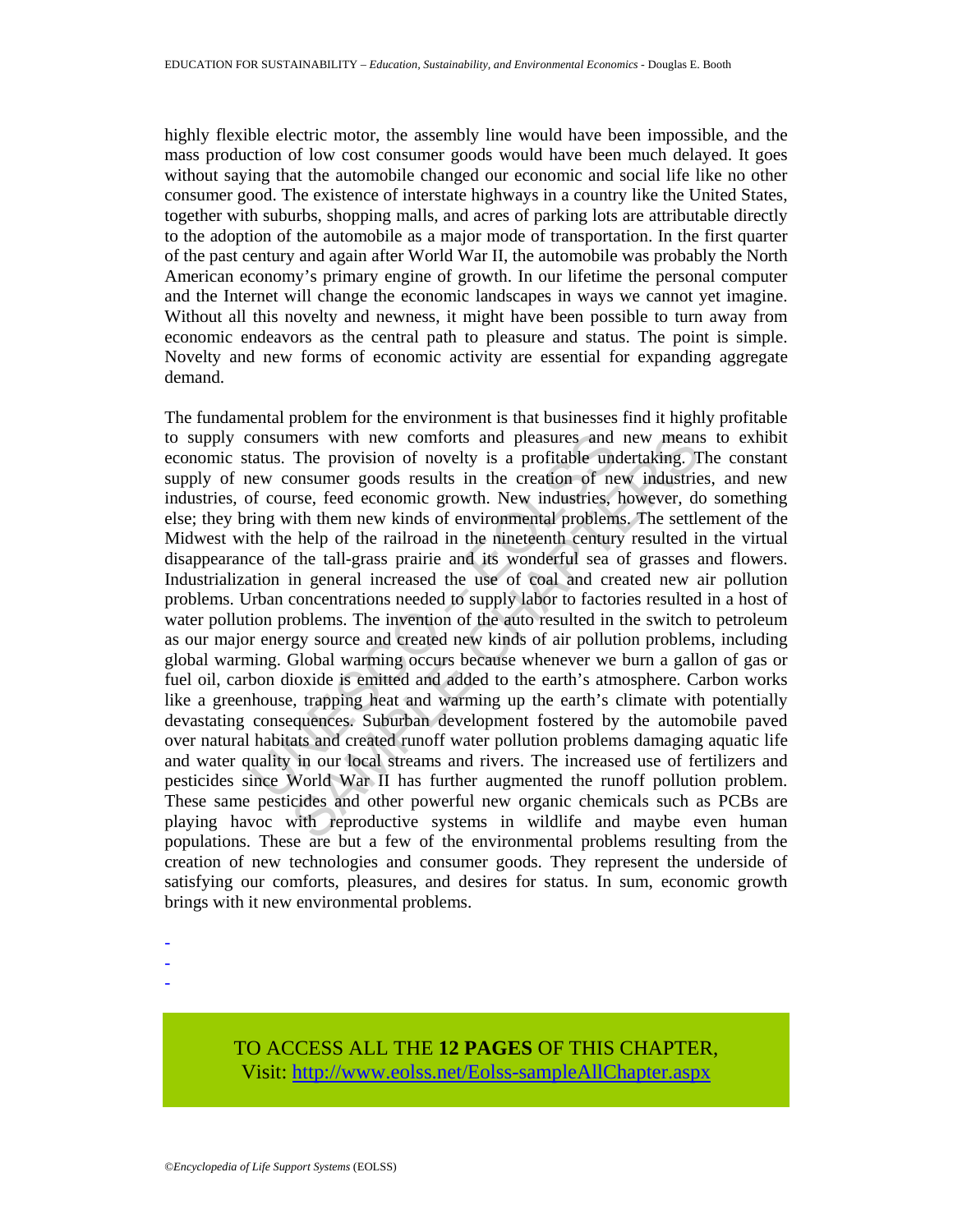highly flexible electric motor, the assembly line would have been impossible, and the mass production of low cost consumer goods would have been much delayed. It goes without saying that the automobile changed our economic and social life like no other consumer good. The existence of interstate highways in a country like the United States, together with suburbs, shopping malls, and acres of parking lots are attributable directly to the adoption of the automobile as a major mode of transportation. In the first quarter of the past century and again after World War II, the automobile was probably the North American economy's primary engine of growth. In our lifetime the personal computer and the Internet will change the economic landscapes in ways we cannot yet imagine. Without all this novelty and newness, it might have been possible to turn away from economic endeavors as the central path to pleasure and status. The point is simple. Novelty and new forms of economic activity are essential for expanding aggregate demand.

The fundamental problem for the environment is that businesses find it highly profitable to supply consumers with new comforts and pleasures and new means to exhibit economic status. The provision of novelty is a profitable undertaking. The constant supply of new consumer goods results in the creation of new industries, and new industries, of course, feed economic growth. New industries, however, do something else; they bring with them new kinds of environmental problems. The settlement of the Midwest with the help of the railroad in the nineteenth century resulted in the virtual disappearance of the tall-grass prairie and its wonderful sea of grasses and flowers. Industrialization in general increased the use of coal and created new air pollution problems. Urban concentrations needed to supply labor to factories resulted in a host of water pollution problems. The invention of the auto resulted in the switch to petroleum as our major energy source and created new kinds of air pollution problems, including global warming. Global warming occurs because whenever we burn a gallon of gas or fuel oil, carbon dioxide is emitted and added to the earth's atmosphere. Carbon works like a greenhouse, trapping heat and warming up the earth's climate with potentially devastating consequences. Suburban development fostered by the automobile paved over natural habitats and created runoff water pollution problems damaging aquatic life and water quality in our local streams and rivers. The increased use of fertilizers and pesticides since World War II has further augmented the runoff pollution problem. These same pesticides and other powerful new organic chemicals such as PCBs are playing havoc with reproductive systems in wildlife and maybe even human populations. These are but a few of the environmental problems resulting from the creation of new technologies and consumer goods. They represent the underside of satisfying our comforts, pleasures, and desires for status. In sum, economic growth brings with it new environmental problems.

-
-
-

TO ACCESS ALL THE **12 PAGES** OF THIS CHAPTER,
Visit: http://www.eolss.net/Eolss-sampleAllChapter.aspx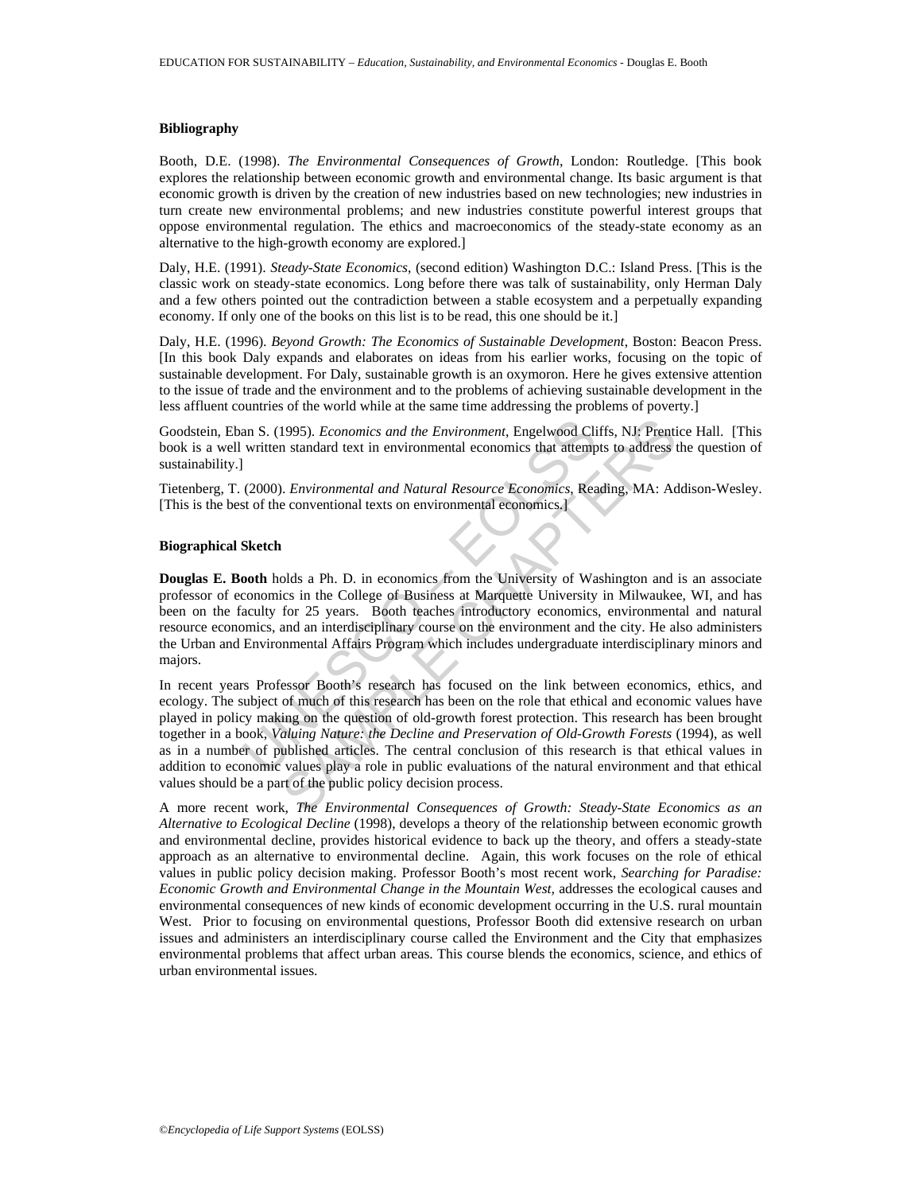### Bibliography

Booth, D.E. (1998). *The Environmental Consequences of Growth*, London: Routledge. [This book explores the relationship between economic growth and environmental change. Its basic argument is that economic growth is driven by the creation of new industries based on new technologies; new industries in turn create new environmental problems; and new industries constitute powerful interest groups that oppose environmental regulation. The ethics and macroeconomics of the steady-state economy as an alternative to the high-growth economy are explored.]

Daly, H.E. (1991). *Steady-State Economics*, (second edition) Washington D.C.: Island Press. [This is the classic work on steady-state economics. Long before there was talk of sustainability, only Herman Daly and a few others pointed out the contradiction between a stable ecosystem and a perpetually expanding economy. If only one of the books on this list is to be read, this one should be it.]

Daly, H.E. (1996). *Beyond Growth: The Economics of Sustainable Development*, Boston: Beacon Press. [In this book Daly expands and elaborates on ideas from his earlier works, focusing on the topic of sustainable development. For Daly, sustainable growth is an oxymoron. Here he gives extensive attention to the issue of trade and the environment and to the problems of achieving sustainable development in the less affluent countries of the world while at the same time addressing the problems of poverty.]

Goodstein, Eban S. (1995). *Economics and the Environment*, Engelwood Cliffs, NJ: Prentice Hall. [This book is a well written standard text in environmental economics that attempts to address the question of sustainability.]

Tietenberg, T. (2000). *Environmental and Natural Resource Economics*, Reading, MA: Addison-Wesley. [This is the best of the conventional texts on environmental economics.]

### Biographical Sketch

**Douglas E. Booth** holds a Ph. D. in economics from the University of Washington and is an associate professor of economics in the College of Business at Marquette University in Milwaukee, WI, and has been on the faculty for 25 years. Booth teaches introductory economics, environmental and natural resource economics, and an interdisciplinary course on the environment and the city. He also administers the Urban and Environmental Affairs Program which includes undergraduate interdisciplinary minors and majors.

In recent years Professor Booth's research has focused on the link between economics, ethics, and ecology. The subject of much of this research has been on the role that ethical and economic values have played in policy making on the question of old-growth forest protection. This research has been brought together in a book, *Valuing Nature: the Decline and Preservation of Old-Growth Forests* (1994), as well as in a number of published articles. The central conclusion of this research is that ethical values in addition to economic values play a role in public evaluations of the natural environment and that ethical values should be a part of the public policy decision process.

A more recent work, *The Environmental Consequences of Growth: Steady-State Economics as an Alternative to Ecological Decline* (1998), develops a theory of the relationship between economic growth and environmental decline, provides historical evidence to back up the theory, and offers a steady-state approach as an alternative to environmental decline. Again, this work focuses on the role of ethical values in public policy decision making. Professor Booth's most recent work, *Searching for Paradise: Economic Growth and Environmental Change in the Mountain West,* addresses the ecological causes and environmental consequences of new kinds of economic development occurring in the U.S. rural mountain West. Prior to focusing on environmental questions, Professor Booth did extensive research on urban issues and administers an interdisciplinary course called the Environment and the City that emphasizes environmental problems that affect urban areas. This course blends the economics, science, and ethics of urban environmental issues.